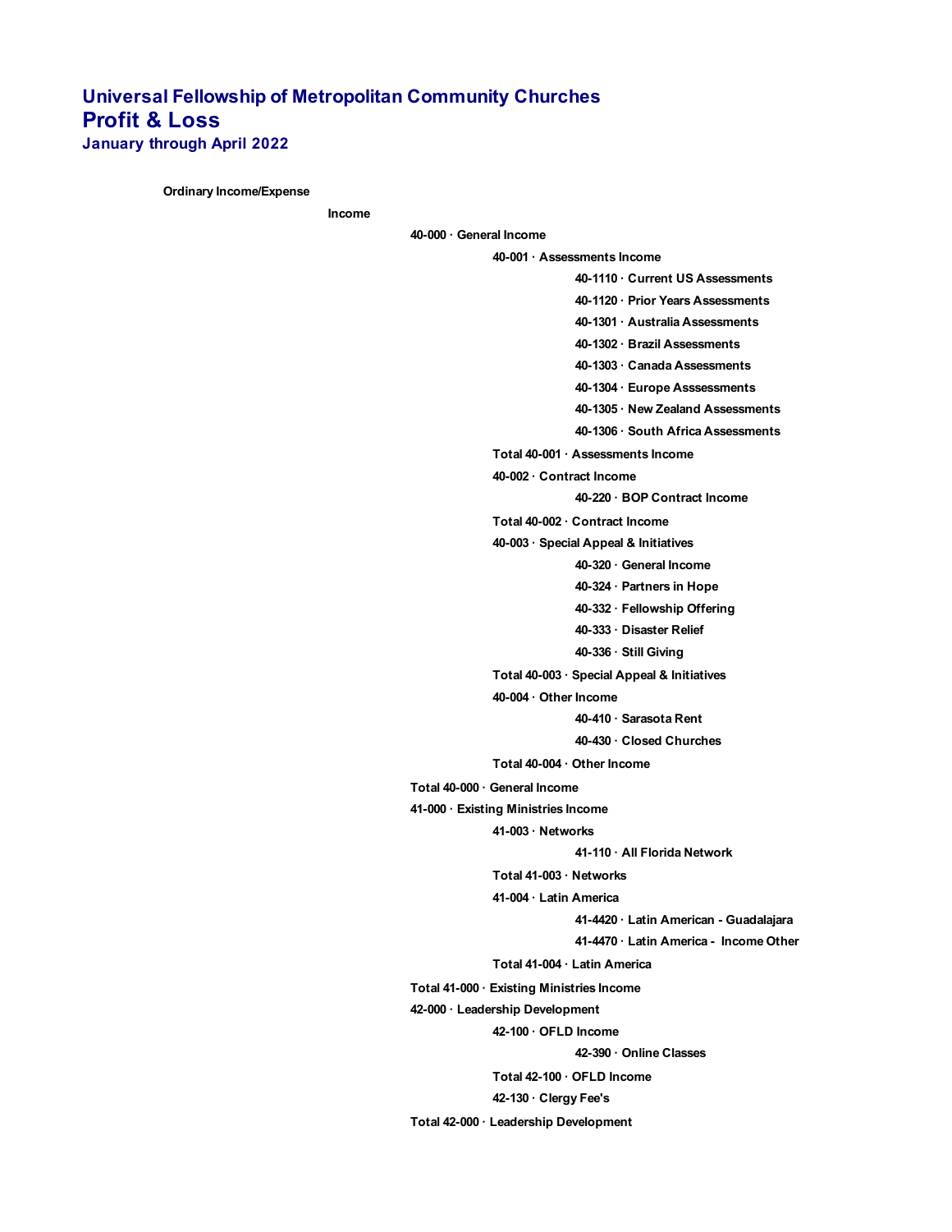# Universal Fellowship of Metropolitan Community Churches
## Profit & Loss
### January through April 2022

**Ordinary Income/Expense**

**Income**

- **40-000 · General Income**
  - **40-001 · Assessments Income**
    - **40-1110 · Current US Assessments**
    - **40-1120 · Prior Years Assessments**
    - **40-1301 · Australia Assessments**
    - **40-1302 · Brazil Assessments**
    - **40-1303 · Canada Assessments**
    - **40-1304 · Europe Asssessments**
    - **40-1305 · New Zealand Assessments**
    - **40-1306 · South Africa Assessments**
  - **Total 40-001 · Assessments Income**
  - **40-002 · Contract Income**
    - **40-220 · BOP Contract Income**
  - **Total 40-002 · Contract Income**
  - **40-003 · Special Appeal & Initiatives**
    - **40-320 · General Income**
    - **40-324 · Partners in Hope**
    - **40-332 · Fellowship Offering**
    - **40-333 · Disaster Relief**
    - **40-336 · Still Giving**
  - **Total 40-003 · Special Appeal & Initiatives**
  - **40-004 · Other Income**
    - **40-410 · Sarasota Rent**
    - **40-430 · Closed Churches**
  - **Total 40-004 · Other Income**
- **Total 40-000 · General Income**
- **41-000 · Existing Ministries Income**
  - **41-003 · Networks**
    - **41-110 · All Florida Network**
  - **Total 41-003 · Networks**
  - **41-004 · Latin America**
    - **41-4420 · Latin American - Guadalajara**
    - **41-4470 · Latin America - Income Other**
  - **Total 41-004 · Latin America**
- **Total 41-000 · Existing Ministries Income**
- **42-000 · Leadership Development**
  - **42-100 · OFLD Income**
    - **42-390 · Online Classes**
  - **Total 42-100 · OFLD Income**
  - **42-130 · Clergy Fee's**
- **Total 42-000 · Leadership Development**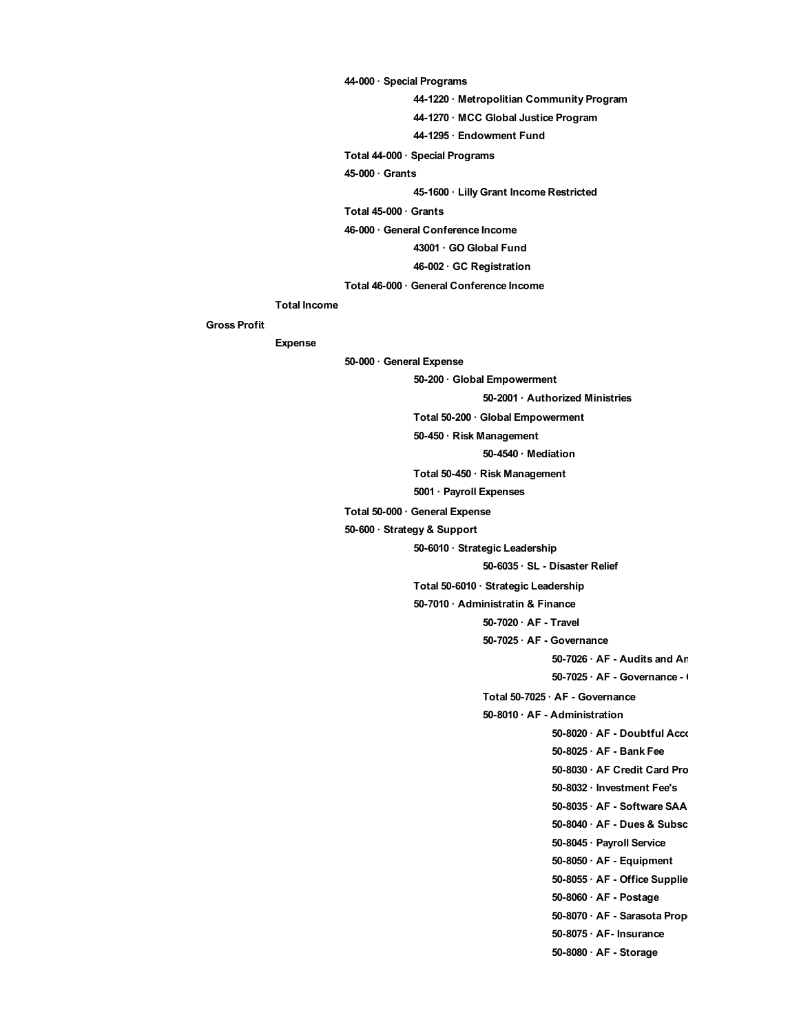- 44-000 · Special Programs
  - 44-1220 · Metropolitian Community Program
  - 44-1270 · MCC Global Justice Program
  - 44-1295 · Endowment Fund
- Total 44-000 · Special Programs
- 45-000 · Grants
  - 45-1600 · Lilly Grant Income Restricted
- Total 45-000 · Grants
- 46-000 · General Conference Income
  - 43001 · GO Global Fund
  - 46-002 · GC Registration
- Total 46-000 · General Conference Income

Total Income

Gross Profit

Expense

- 50-000 · General Expense
  - 50-200 · Global Empowerment
    - 50-2001 · Authorized Ministries
  - Total 50-200 · Global Empowerment
  - 50-450 · Risk Management
    - 50-4540 · Mediation
  - Total 50-450 · Risk Management
  - 5001 · Payroll Expenses
- Total 50-000 · General Expense
- 50-600 · Strategy & Support
  - 50-6010 · Strategic Leadership
    - 50-6035 · SL - Disaster Relief
  - Total 50-6010 · Strategic Leadership
  - 50-7010 · Administratin & Finance
    - 50-7020 · AF - Travel
    - 50-7025 · AF - Governance
      - 50-7026 · AF - Audits and An
      - 50-7025 · AF - Governance - (
    - Total 50-7025 · AF - Governance
    - 50-8010 · AF - Administration
      - 50-8020 · AF - Doubtful Acco
      - 50-8025 · AF - Bank Fee
      - 50-8030 · AF Credit Card Pro
      - 50-8032 · Investment Fee's
      - 50-8035 · AF - Software SAA
      - 50-8040 · AF - Dues & Subsc
      - 50-8045 · Payroll Service
      - 50-8050 · AF - Equipment
      - 50-8055 · AF - Office Supplie
      - 50-8060 · AF - Postage
      - 50-8070 · AF - Sarasota Prop
      - 50-8075 · AF- Insurance
      - 50-8080 · AF - Storage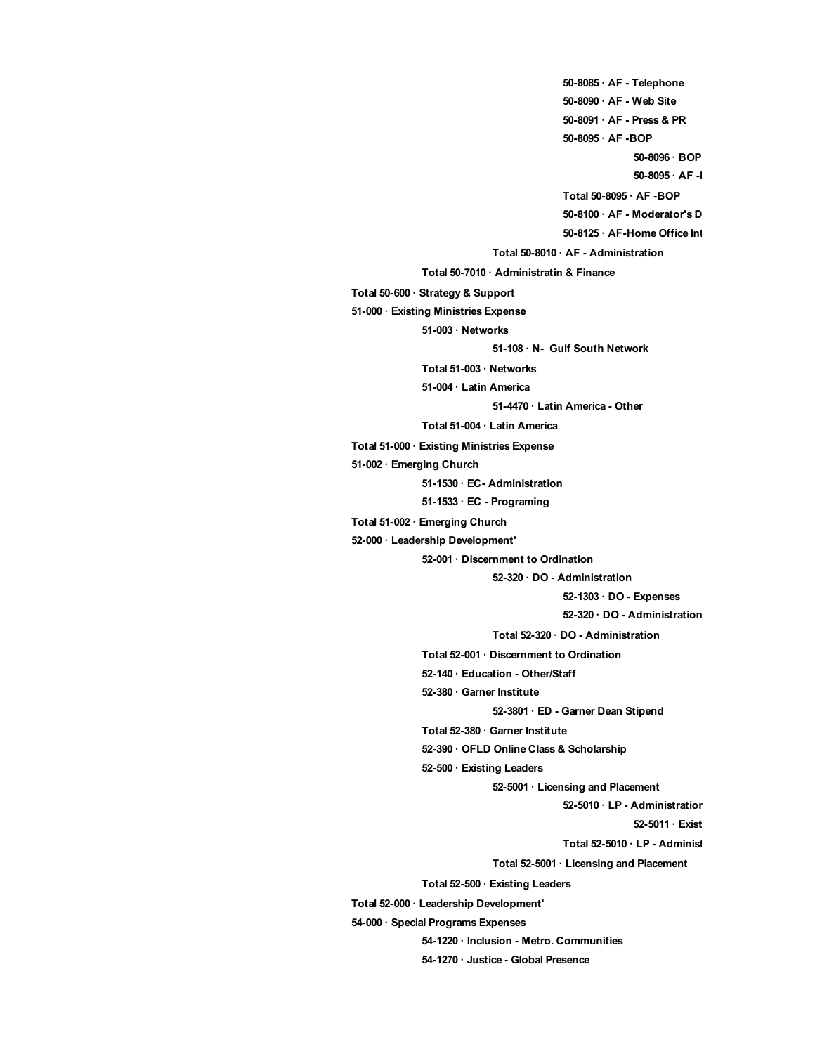50-8085 · AF - Telephone

50-8090 · AF - Web Site

50-8091 · AF - Press & PR

50-8095 · AF -BOP

50-8096 · BOP

50-8095 · AF -I

Total 50-8095 · AF -BOP

50-8100 · AF - Moderator's D

50-8125 · AF-Home Office Int

Total 50-8010 · AF - Administration

Total 50-7010 · Administratin & Finance

Total 50-600 · Strategy & Support

51-000 · Existing Ministries Expense

51-003 · Networks

51-108 · N- Gulf South Network

Total 51-003 · Networks

51-004 · Latin America

51-4470 · Latin America - Other

Total 51-004 · Latin America

Total 51-000 · Existing Ministries Expense

51-002 · Emerging Church

51-1530 · EC- Administration

51-1533 · EC - Programing

Total 51-002 · Emerging Church

52-000 · Leadership Development'

52-001 · Discernment to Ordination

52-320 · DO - Administration

52-1303 · DO - Expenses

52-320 · DO - Administration

Total 52-320 · DO - Administration

Total 52-001 · Discernment to Ordination

52-140 · Education - Other/Staff

52-380 · Garner Institute

52-3801 · ED - Garner Dean Stipend

Total 52-380 · Garner Institute

52-390 · OFLD Online Class & Scholarship

52-500 · Existing Leaders

52-5001 · Licensing and Placement

52-5010 · LP - Administration

52-5011 · Exist

Total 52-5010 · LP - Administ

Total 52-5001 · Licensing and Placement

Total 52-500 · Existing Leaders

Total 52-000 · Leadership Development'

54-000 · Special Programs Expenses

54-1220 · Inclusion - Metro. Communities

54-1270 · Justice - Global Presence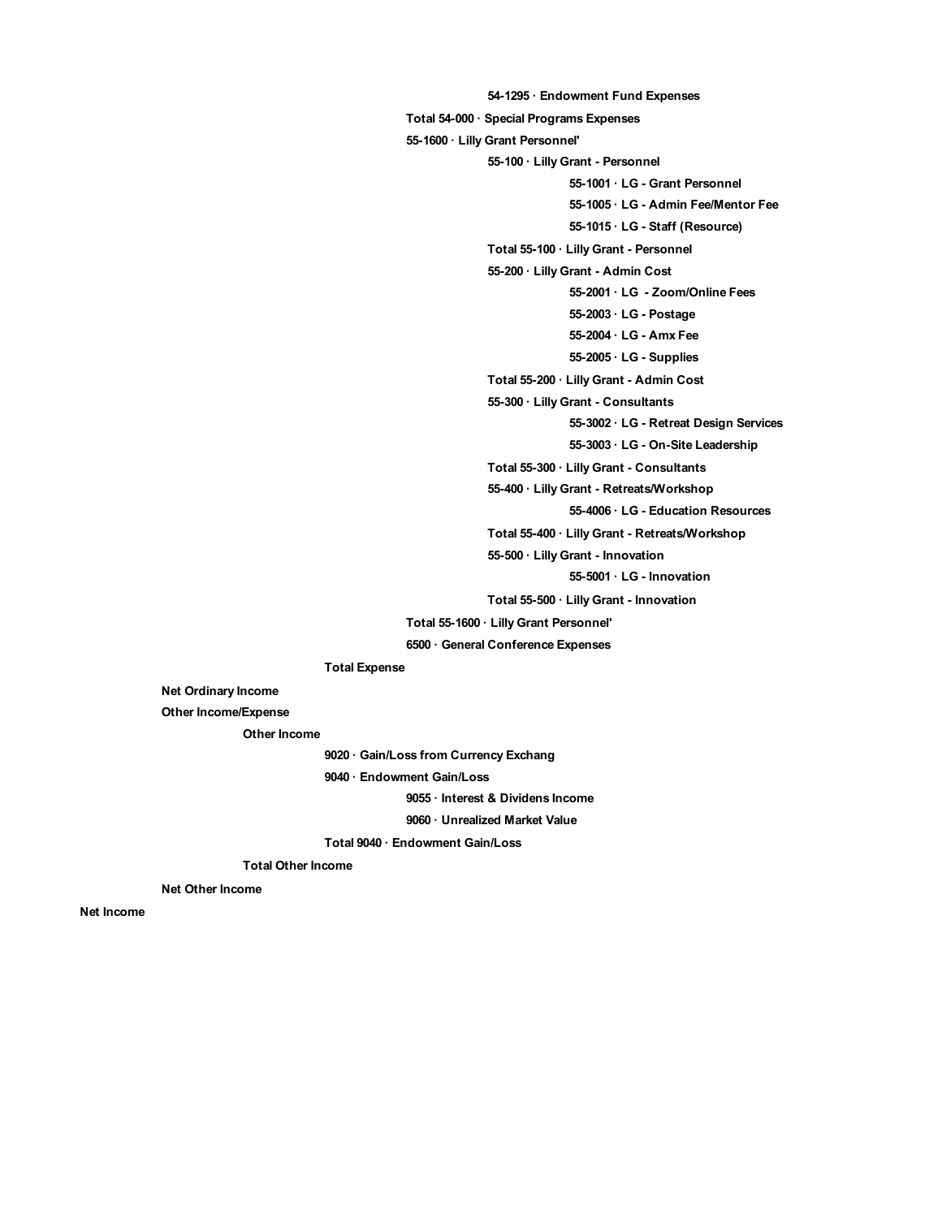54-1295 · Endowment Fund Expenses

Total 54-000 · Special Programs Expenses

55-1600 · Lilly Grant Personnel'

55-100 · Lilly Grant - Personnel

55-1001 · LG - Grant Personnel

55-1005 · LG - Admin Fee/Mentor Fee

55-1015 · LG - Staff (Resource)

Total 55-100 · Lilly Grant - Personnel

55-200 · Lilly Grant - Admin Cost

55-2001 · LG - Zoom/Online Fees

55-2003 · LG - Postage

55-2004 · LG - Amx Fee

55-2005 · LG - Supplies

Total 55-200 · Lilly Grant - Admin Cost

55-300 · Lilly Grant - Consultants

55-3002 · LG - Retreat Design Services

55-3003 · LG - On-Site Leadership

Total 55-300 · Lilly Grant - Consultants

55-400 · Lilly Grant - Retreats/Workshop

55-4006 · LG - Education Resources

Total 55-400 · Lilly Grant - Retreats/Workshop

55-500 · Lilly Grant - Innovation

55-5001 · LG - Innovation

Total 55-500 · Lilly Grant - Innovation

Total 55-1600 · Lilly Grant Personnel'

6500 · General Conference Expenses

Total Expense

Net Ordinary Income

Other Income/Expense

Other Income

9020 · Gain/Loss from Currency Exchang

9040 · Endowment Gain/Loss

9055 · Interest & Dividens Income

9060 · Unrealized Market Value

Total 9040 · Endowment Gain/Loss

Total Other Income

Net Other Income

Net Income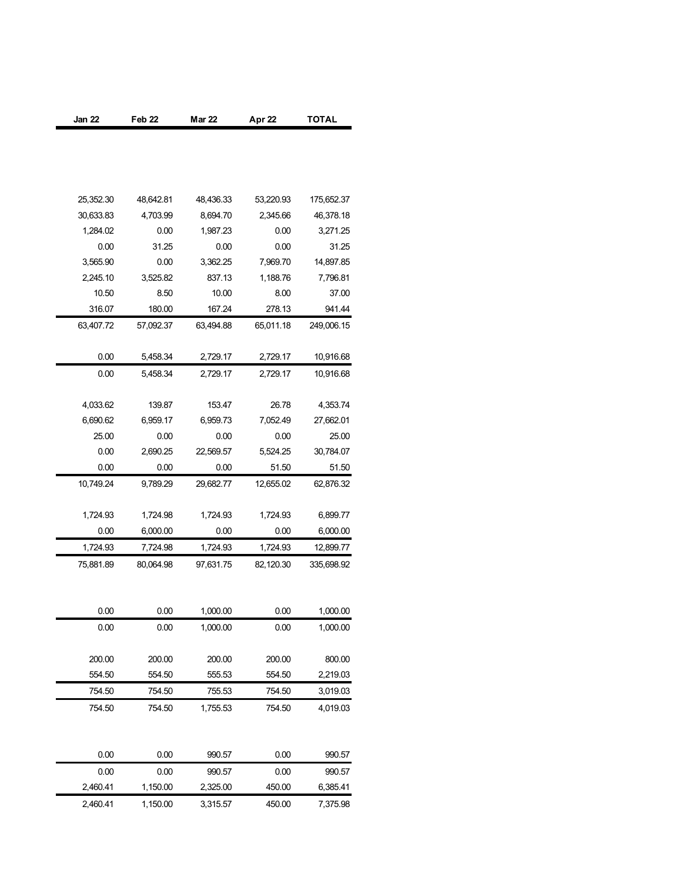| Jan 22 | Feb 22 | Mar 22 | Apr 22 | TOTAL |
|---|---|---|---|---|
| 25,352.30 | 48,642.81 | 48,436.33 | 53,220.93 | 175,652.37 |
| 30,633.83 | 4,703.99 | 8,694.70 | 2,345.66 | 46,378.18 |
| 1,284.02 | 0.00 | 1,987.23 | 0.00 | 3,271.25 |
| 0.00 | 31.25 | 0.00 | 0.00 | 31.25 |
| 3,565.90 | 0.00 | 3,362.25 | 7,969.70 | 14,897.85 |
| 2,245.10 | 3,525.82 | 837.13 | 1,188.76 | 7,796.81 |
| 10.50 | 8.50 | 10.00 | 8.00 | 37.00 |
| 316.07 | 180.00 | 167.24 | 278.13 | 941.44 |
| 63,407.72 | 57,092.37 | 63,494.88 | 65,011.18 | 249,006.15 |
| 0.00 | 5,458.34 | 2,729.17 | 2,729.17 | 10,916.68 |
| 0.00 | 5,458.34 | 2,729.17 | 2,729.17 | 10,916.68 |
| 4,033.62 | 139.87 | 153.47 | 26.78 | 4,353.74 |
| 6,690.62 | 6,959.17 | 6,959.73 | 7,052.49 | 27,662.01 |
| 25.00 | 0.00 | 0.00 | 0.00 | 25.00 |
| 0.00 | 2,690.25 | 22,569.57 | 5,524.25 | 30,784.07 |
| 0.00 | 0.00 | 0.00 | 51.50 | 51.50 |
| 10,749.24 | 9,789.29 | 29,682.77 | 12,655.02 | 62,876.32 |
| 1,724.93 | 1,724.98 | 1,724.93 | 1,724.93 | 6,899.77 |
| 0.00 | 6,000.00 | 0.00 | 0.00 | 6,000.00 |
| 1,724.93 | 7,724.98 | 1,724.93 | 1,724.93 | 12,899.77 |
| 75,881.89 | 80,064.98 | 97,631.75 | 82,120.30 | 335,698.92 |
| 0.00 | 0.00 | 1,000.00 | 0.00 | 1,000.00 |
| 0.00 | 0.00 | 1,000.00 | 0.00 | 1,000.00 |
| 200.00 | 200.00 | 200.00 | 200.00 | 800.00 |
| 554.50 | 554.50 | 555.53 | 554.50 | 2,219.03 |
| 754.50 | 754.50 | 755.53 | 754.50 | 3,019.03 |
| 754.50 | 754.50 | 1,755.53 | 754.50 | 4,019.03 |
| 0.00 | 0.00 | 990.57 | 0.00 | 990.57 |
| 0.00 | 0.00 | 990.57 | 0.00 | 990.57 |
| 2,460.41 | 1,150.00 | 2,325.00 | 450.00 | 6,385.41 |
| 2,460.41 | 1,150.00 | 3,315.57 | 450.00 | 7,375.98 |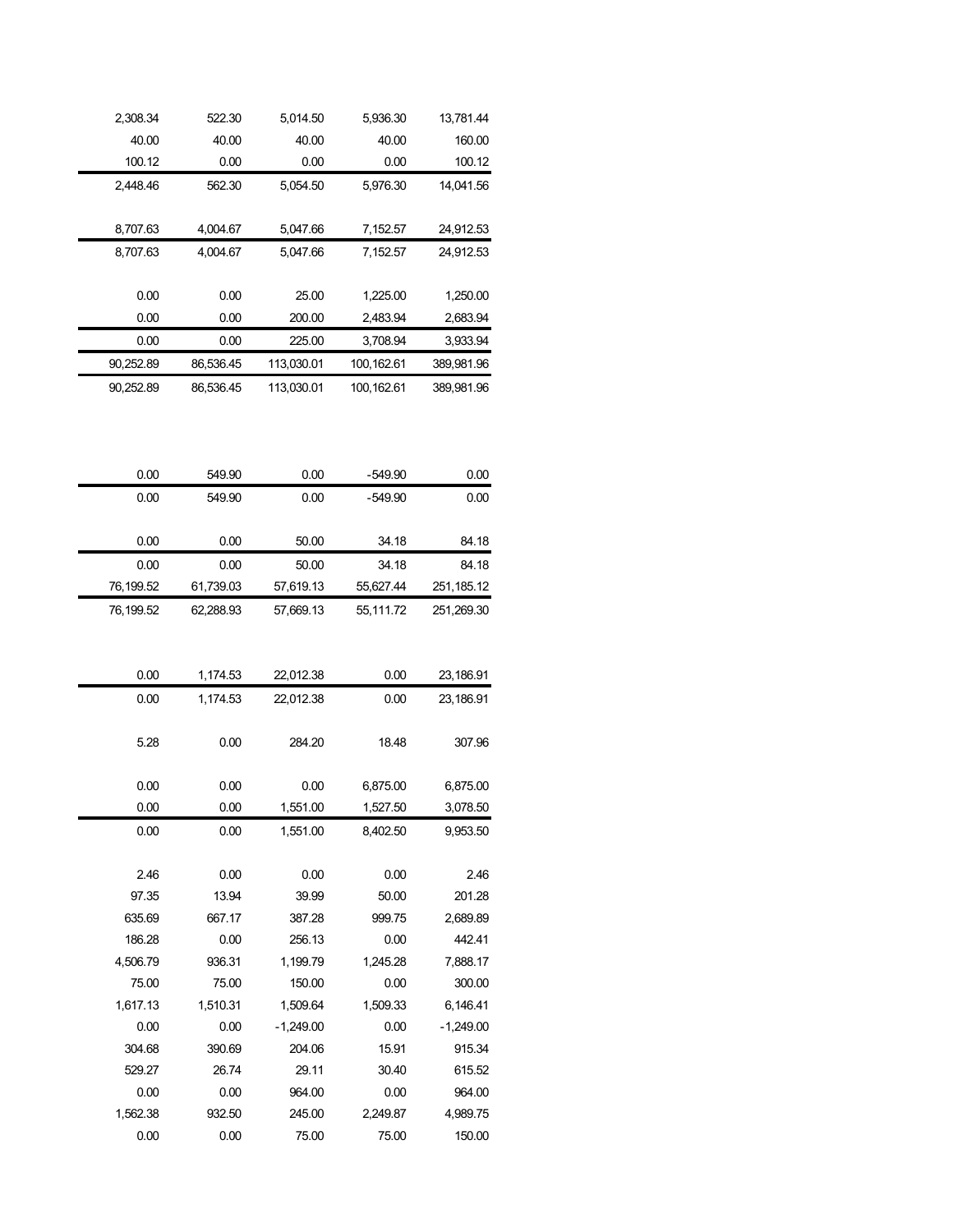| | | | | |
|---|---|---|---|---|
| 2,308.34 | 522.30 | 5,014.50 | 5,936.30 | 13,781.44 |
| 40.00 | 40.00 | 40.00 | 40.00 | 160.00 |
| 100.12 | 0.00 | 0.00 | 0.00 | 100.12 |
| 2,448.46 | 562.30 | 5,054.50 | 5,976.30 | 14,041.56 |
| | | | | |
| 8,707.63 | 4,004.67 | 5,047.66 | 7,152.57 | 24,912.53 |
| 8,707.63 | 4,004.67 | 5,047.66 | 7,152.57 | 24,912.53 |
| | | | | |
| 0.00 | 0.00 | 25.00 | 1,225.00 | 1,250.00 |
| 0.00 | 0.00 | 200.00 | 2,483.94 | 2,683.94 |
| 0.00 | 0.00 | 225.00 | 3,708.94 | 3,933.94 |
| 90,252.89 | 86,536.45 | 113,030.01 | 100,162.61 | 389,981.96 |
| 90,252.89 | 86,536.45 | 113,030.01 | 100,162.61 | 389,981.96 |
| | | | | |
| 0.00 | 549.90 | 0.00 | -549.90 | 0.00 |
| 0.00 | 549.90 | 0.00 | -549.90 | 0.00 |
| | | | | |
| 0.00 | 0.00 | 50.00 | 34.18 | 84.18 |
| 0.00 | 0.00 | 50.00 | 34.18 | 84.18 |
| 76,199.52 | 61,739.03 | 57,619.13 | 55,627.44 | 251,185.12 |
| 76,199.52 | 62,288.93 | 57,669.13 | 55,111.72 | 251,269.30 |
| | | | | |
| 0.00 | 1,174.53 | 22,012.38 | 0.00 | 23,186.91 |
| 0.00 | 1,174.53 | 22,012.38 | 0.00 | 23,186.91 |
| | | | | |
| 5.28 | 0.00 | 284.20 | 18.48 | 307.96 |
| | | | | |
| 0.00 | 0.00 | 0.00 | 6,875.00 | 6,875.00 |
| 0.00 | 0.00 | 1,551.00 | 1,527.50 | 3,078.50 |
| 0.00 | 0.00 | 1,551.00 | 8,402.50 | 9,953.50 |
| | | | | |
| 2.46 | 0.00 | 0.00 | 0.00 | 2.46 |
| 97.35 | 13.94 | 39.99 | 50.00 | 201.28 |
| 635.69 | 667.17 | 387.28 | 999.75 | 2,689.89 |
| 186.28 | 0.00 | 256.13 | 0.00 | 442.41 |
| 4,506.79 | 936.31 | 1,199.79 | 1,245.28 | 7,888.17 |
| 75.00 | 75.00 | 150.00 | 0.00 | 300.00 |
| 1,617.13 | 1,510.31 | 1,509.64 | 1,509.33 | 6,146.41 |
| 0.00 | 0.00 | -1,249.00 | 0.00 | -1,249.00 |
| 304.68 | 390.69 | 204.06 | 15.91 | 915.34 |
| 529.27 | 26.74 | 29.11 | 30.40 | 615.52 |
| 0.00 | 0.00 | 964.00 | 0.00 | 964.00 |
| 1,562.38 | 932.50 | 245.00 | 2,249.87 | 4,989.75 |
| 0.00 | 0.00 | 75.00 | 75.00 | 150.00 |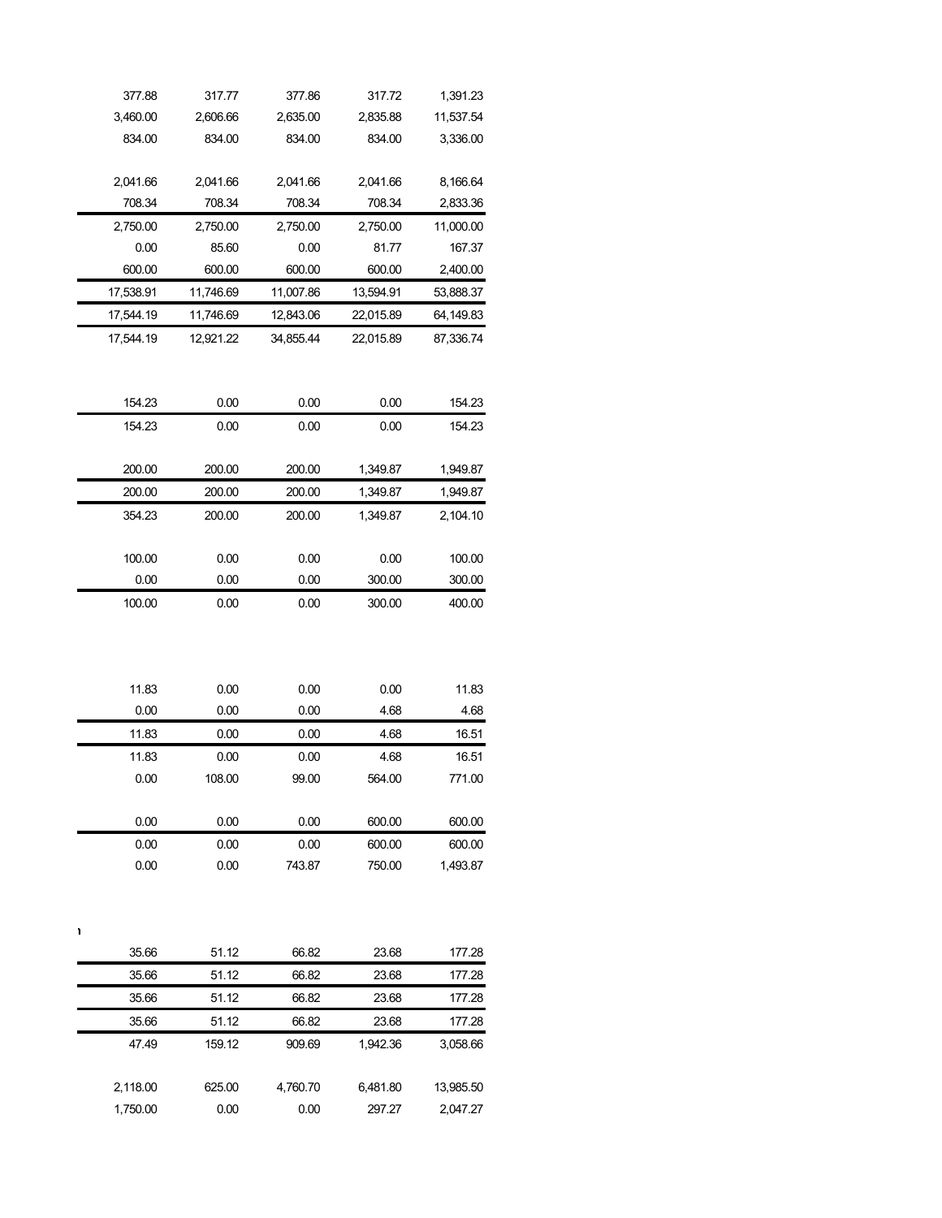| | | | | |
|---|---|---|---|---|
| 377.88 | 317.77 | 377.86 | 317.72 | 1,391.23 |
| 3,460.00 | 2,606.66 | 2,635.00 | 2,835.88 | 11,537.54 |
| 834.00 | 834.00 | 834.00 | 834.00 | 3,336.00 |
| | | | | |
| 2,041.66 | 2,041.66 | 2,041.66 | 2,041.66 | 8,166.64 |
| 708.34 | 708.34 | 708.34 | 708.34 | 2,833.36 |
| 2,750.00 | 2,750.00 | 2,750.00 | 2,750.00 | 11,000.00 |
| 0.00 | 85.60 | 0.00 | 81.77 | 167.37 |
| 600.00 | 600.00 | 600.00 | 600.00 | 2,400.00 |
| 17,538.91 | 11,746.69 | 11,007.86 | 13,594.91 | 53,888.37 |
| 17,544.19 | 11,746.69 | 12,843.06 | 22,015.89 | 64,149.83 |
| 17,544.19 | 12,921.22 | 34,855.44 | 22,015.89 | 87,336.74 |
| | | | | |
| 154.23 | 0.00 | 0.00 | 0.00 | 154.23 |
| 154.23 | 0.00 | 0.00 | 0.00 | 154.23 |
| | | | | |
| 200.00 | 200.00 | 200.00 | 1,349.87 | 1,949.87 |
| 200.00 | 200.00 | 200.00 | 1,349.87 | 1,949.87 |
| 354.23 | 200.00 | 200.00 | 1,349.87 | 2,104.10 |
| | | | | |
| 100.00 | 0.00 | 0.00 | 0.00 | 100.00 |
| 0.00 | 0.00 | 0.00 | 300.00 | 300.00 |
| 100.00 | 0.00 | 0.00 | 300.00 | 400.00 |
| | | | | |
| 11.83 | 0.00 | 0.00 | 0.00 | 11.83 |
| 0.00 | 0.00 | 0.00 | 4.68 | 4.68 |
| 11.83 | 0.00 | 0.00 | 4.68 | 16.51 |
| 11.83 | 0.00 | 0.00 | 4.68 | 16.51 |
| 0.00 | 108.00 | 99.00 | 564.00 | 771.00 |
| | | | | |
| 0.00 | 0.00 | 0.00 | 600.00 | 600.00 |
| 0.00 | 0.00 | 0.00 | 600.00 | 600.00 |
| 0.00 | 0.00 | 743.87 | 750.00 | 1,493.87 |
| | | | | |
| 35.66 | 51.12 | 66.82 | 23.68 | 177.28 |
| 35.66 | 51.12 | 66.82 | 23.68 | 177.28 |
| 35.66 | 51.12 | 66.82 | 23.68 | 177.28 |
| 35.66 | 51.12 | 66.82 | 23.68 | 177.28 |
| 47.49 | 159.12 | 909.69 | 1,942.36 | 3,058.66 |
| | | | | |
| 2,118.00 | 625.00 | 4,760.70 | 6,481.80 | 13,985.50 |
| 1,750.00 | 0.00 | 0.00 | 297.27 | 2,047.27 |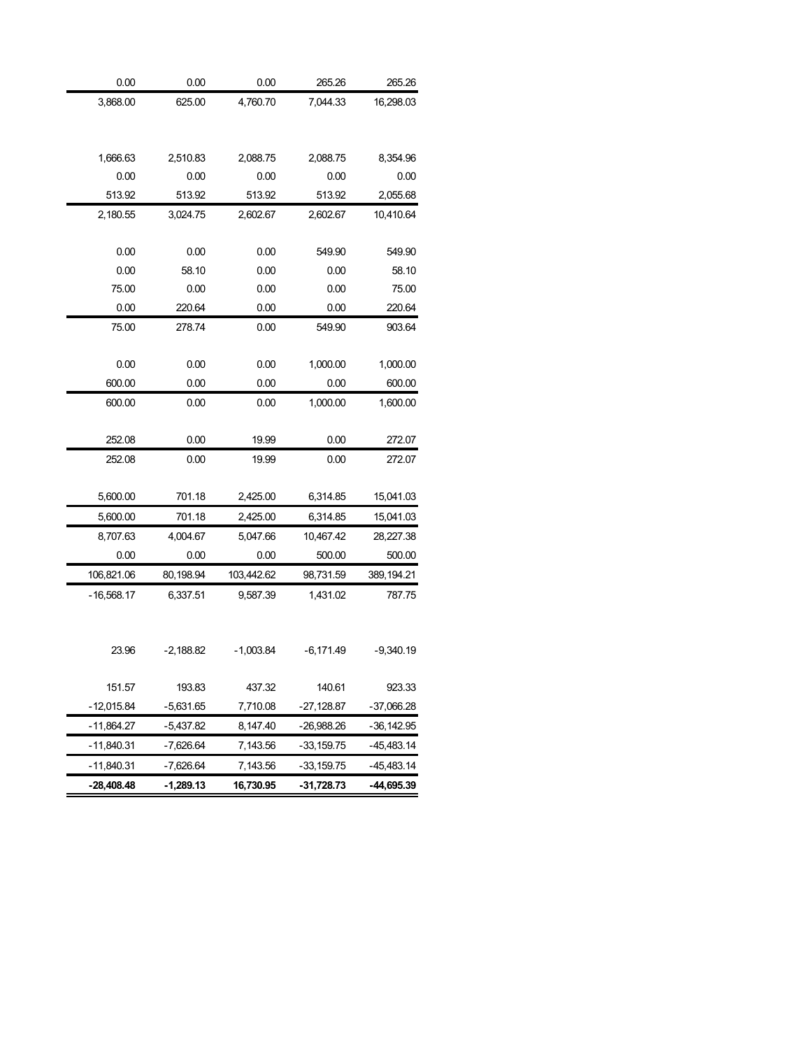| | | | | |
|---|---|---|---|---|
| 0.00 | 0.00 | 0.00 | 265.26 | 265.26 |
| 3,868.00 | 625.00 | 4,760.70 | 7,044.33 | 16,298.03 |
| | | | | |
| 1,666.63 | 2,510.83 | 2,088.75 | 2,088.75 | 8,354.96 |
| 0.00 | 0.00 | 0.00 | 0.00 | 0.00 |
| 513.92 | 513.92 | 513.92 | 513.92 | 2,055.68 |
| 2,180.55 | 3,024.75 | 2,602.67 | 2,602.67 | 10,410.64 |
| | | | | |
| 0.00 | 0.00 | 0.00 | 549.90 | 549.90 |
| 0.00 | 58.10 | 0.00 | 0.00 | 58.10 |
| 75.00 | 0.00 | 0.00 | 0.00 | 75.00 |
| 0.00 | 220.64 | 0.00 | 0.00 | 220.64 |
| 75.00 | 278.74 | 0.00 | 549.90 | 903.64 |
| | | | | |
| 0.00 | 0.00 | 0.00 | 1,000.00 | 1,000.00 |
| 600.00 | 0.00 | 0.00 | 0.00 | 600.00 |
| 600.00 | 0.00 | 0.00 | 1,000.00 | 1,600.00 |
| | | | | |
| 252.08 | 0.00 | 19.99 | 0.00 | 272.07 |
| 252.08 | 0.00 | 19.99 | 0.00 | 272.07 |
| | | | | |
| 5,600.00 | 701.18 | 2,425.00 | 6,314.85 | 15,041.03 |
| 5,600.00 | 701.18 | 2,425.00 | 6,314.85 | 15,041.03 |
| 8,707.63 | 4,004.67 | 5,047.66 | 10,467.42 | 28,227.38 |
| 0.00 | 0.00 | 0.00 | 500.00 | 500.00 |
| 106,821.06 | 80,198.94 | 103,442.62 | 98,731.59 | 389,194.21 |
| -16,568.17 | 6,337.51 | 9,587.39 | 1,431.02 | 787.75 |
| | | | | |
| 23.96 | -2,188.82 | -1,003.84 | -6,171.49 | -9,340.19 |
| | | | | |
| 151.57 | 193.83 | 437.32 | 140.61 | 923.33 |
| -12,015.84 | -5,631.65 | 7,710.08 | -27,128.87 | -37,066.28 |
| -11,864.27 | -5,437.82 | 8,147.40 | -26,988.26 | -36,142.95 |
| -11,840.31 | -7,626.64 | 7,143.56 | -33,159.75 | -45,483.14 |
| -11,840.31 | -7,626.64 | 7,143.56 | -33,159.75 | -45,483.14 |
| **-28,408.48** | **-1,289.13** | **16,730.95** | **-31,728.73** | **-44,695.39** |